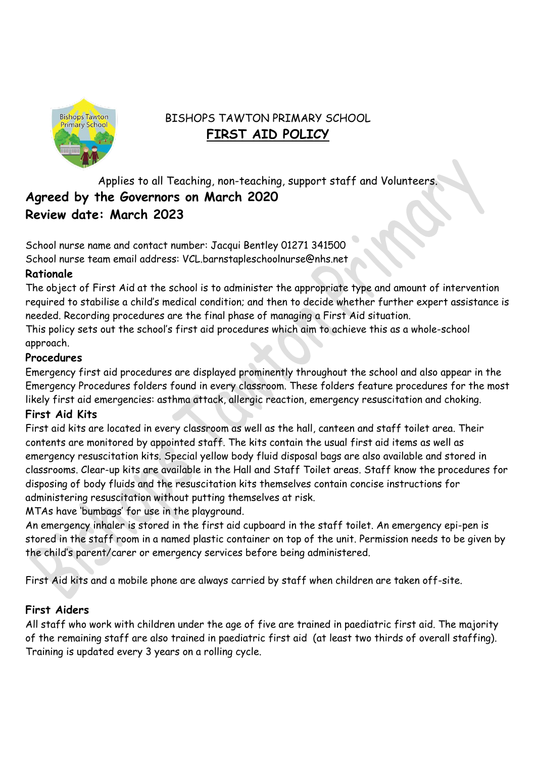# BISHOPS TAWTON PRIMARY SCHOOL

## FIRST AID POLICY

Applies to all Teaching, non-teaching, support staff and Volunteers.

**Agreed by the Governors on March 2020**

**Review date: March 2023**

School nurse name and contact number: Jacqui Bentley 01271 341500

School nurse team email address: VCL.barnstapleschoolnurse@nhs.net

### Rationale

The object of First Aid at the school is to administer the appropriate type and amount of intervention required to stabilise a child's medical condition; and then to decide whether further expert assistance is needed. Recording procedures are the final phase of managing a First Aid situation.

This policy sets out the school's first aid procedures which aim to achieve this as a whole-school approach.

### Procedures

Emergency first aid procedures are displayed prominently throughout the school and also appear in the Emergency Procedures folders found in every classroom. These folders feature procedures for the most likely first aid emergencies: asthma attack, allergic reaction, emergency resuscitation and choking.

### First Aid Kits

First aid kits are located in every classroom as well as the hall, canteen and staff toilet area. Their contents are monitored by appointed staff. The kits contain the usual first aid items as well as emergency resuscitation kits. Special yellow body fluid disposal bags are also available and stored in classrooms. Clear-up kits are available in the Hall and Staff Toilet areas. Staff know the procedures for disposing of body fluids and the resuscitation kits themselves contain concise instructions for administering resuscitation without putting themselves at risk.

MTAs have 'bumbags' for use in the playground.

An emergency inhaler is stored in the first aid cupboard in the staff toilet. An emergency epi-pen is stored in the staff room in a named plastic container on top of the unit. Permission needs to be given by the child's parent/carer or emergency services before being administered.

First Aid kits and a mobile phone are always carried by staff when children are taken off-site.

### First Aiders

All staff who work with children under the age of five are trained in paediatric first aid. The majority of the remaining staff are also trained in paediatric first aid (at least two thirds of overall staffing). Training is updated every 3 years on a rolling cycle.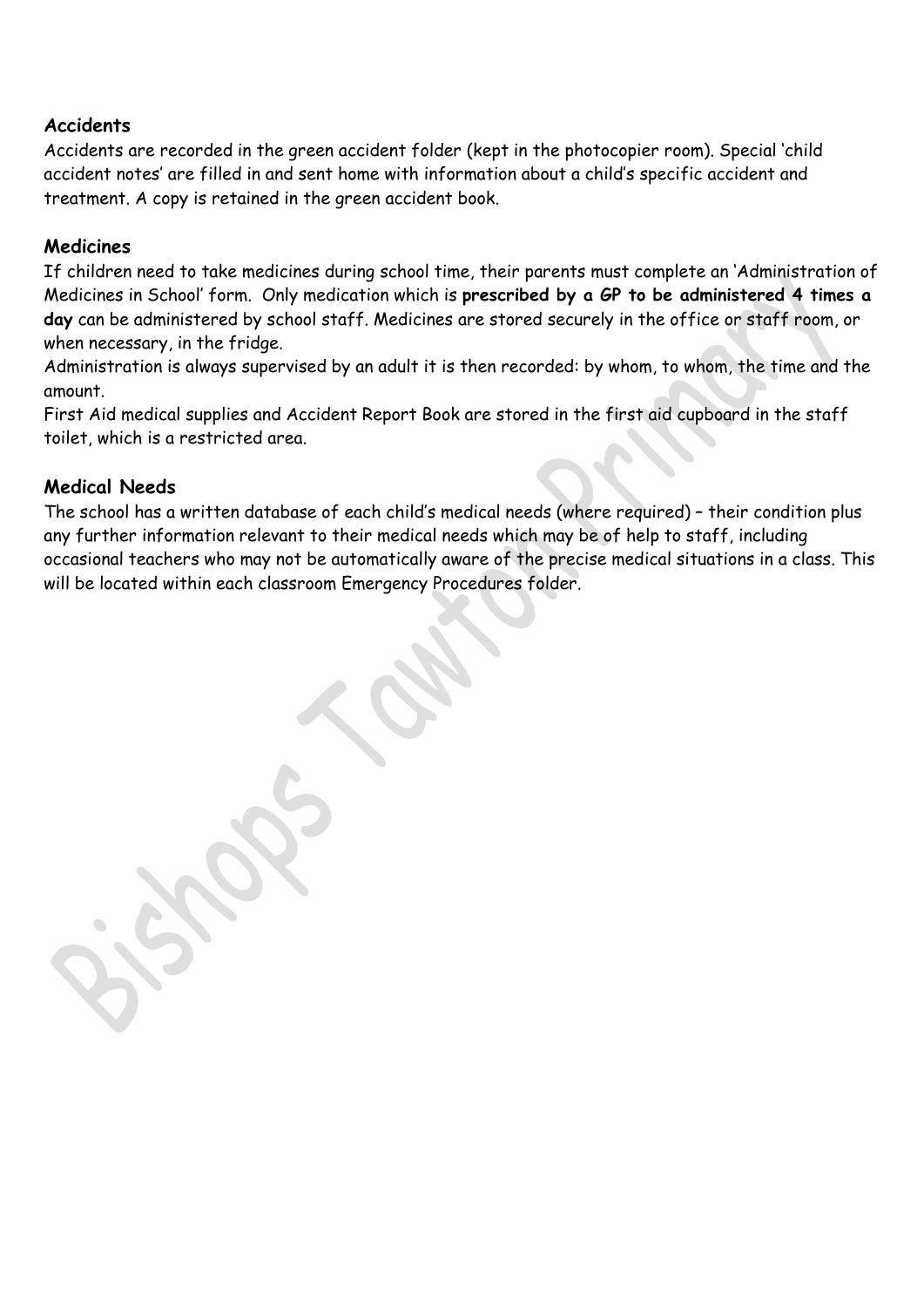### Accidents

Accidents are recorded in the green accident folder (kept in the photocopier room). Special 'child accident notes' are filled in and sent home with information about a child's specific accident and treatment. A copy is retained in the green accident book.

### Medicines

If children need to take medicines during school time, their parents must complete an 'Administration of Medicines in School' form. Only medication which is **prescribed by a GP to be administered 4 times a day** can be administered by school staff. Medicines are stored securely in the office or staff room, or when necessary, in the fridge.

Administration is always supervised by an adult it is then recorded: by whom, to whom, the time and the amount.

First Aid medical supplies and Accident Report Book are stored in the first aid cupboard in the staff toilet, which is a restricted area.

### Medical Needs

The school has a written database of each child's medical needs (where required) – their condition plus any further information relevant to their medical needs which may be of help to staff, including occasional teachers who may not be automatically aware of the precise medical situations in a class. This will be located within each classroom Emergency Procedures folder.